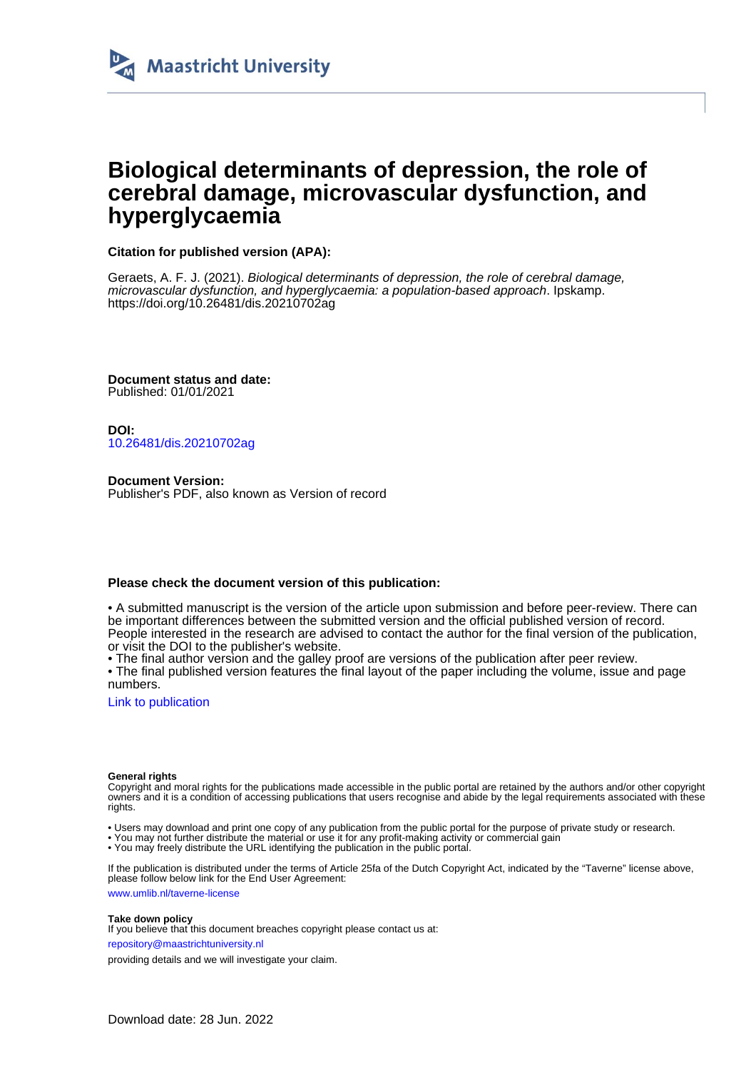Maastricht University

# Biological determinants of depression, the role of cerebral damage, microvascular dysfunction, and hyperglycaemia

**Citation for published version (APA):**

Geraets, A. F. J. (2021). *Biological determinants of depression, the role of cerebral damage, microvascular dysfunction, and hyperglycaemia: a population-based approach*. Ipskamp. https://doi.org/10.26481/dis.20210702ag

**Document status and date:**
Published: 01/01/2021

**DOI:**
10.26481/dis.20210702ag

**Document Version:**
Publisher's PDF, also known as Version of record

**Please check the document version of this publication:**

• A submitted manuscript is the version of the article upon submission and before peer-review. There can be important differences between the submitted version and the official published version of record. People interested in the research are advised to contact the author for the final version of the publication, or visit the DOI to the publisher's website.
• The final author version and the galley proof are versions of the publication after peer review.
• The final published version features the final layout of the paper including the volume, issue and page numbers.

Link to publication

**General rights**
Copyright and moral rights for the publications made accessible in the public portal are retained by the authors and/or other copyright owners and it is a condition of accessing publications that users recognise and abide by the legal requirements associated with these rights.

• Users may download and print one copy of any publication from the public portal for the purpose of private study or research.
• You may not further distribute the material or use it for any profit-making activity or commercial gain
• You may freely distribute the URL identifying the publication in the public portal.

If the publication is distributed under the terms of Article 25fa of the Dutch Copyright Act, indicated by the "Taverne" license above, please follow below link for the End User Agreement:

www.umlib.nl/taverne-license

**Take down policy**
If you believe that this document breaches copyright please contact us at:

repository@maastrichtuniversity.nl

providing details and we will investigate your claim.

Download date: 28 Jun. 2022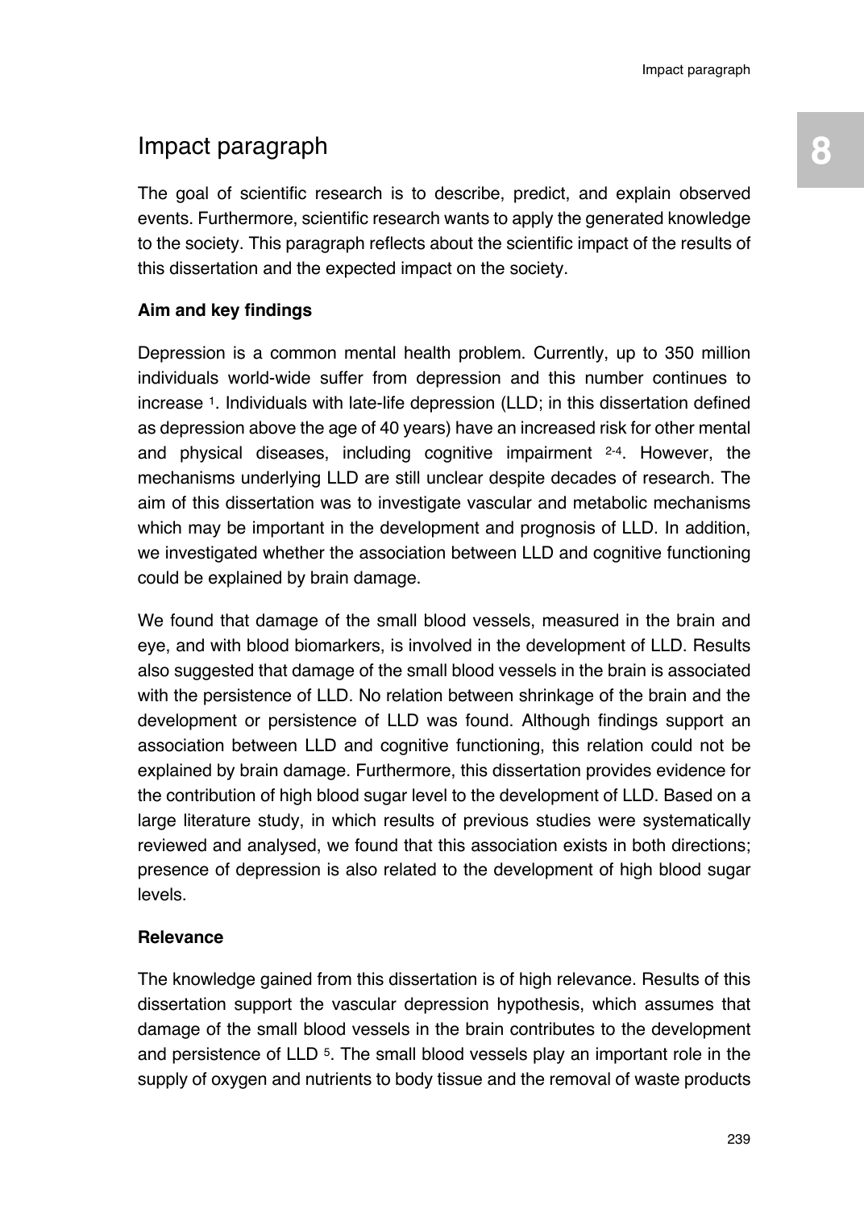# Impact paragraph

The goal of scientific research is to describe, predict, and explain observed events. Furthermore, scientific research wants to apply the generated knowledge to the society. This paragraph reflects about the scientific impact of the results of this dissertation and the expected impact on the society.

**Aim and key findings**

Depression is a common mental health problem. Currently, up to 350 million individuals world-wide suffer from depression and this number continues to increase [1]. Individuals with late-life depression (LLD; in this dissertation defined as depression above the age of 40 years) have an increased risk for other mental and physical diseases, including cognitive impairment [2-4]. However, the mechanisms underlying LLD are still unclear despite decades of research. The aim of this dissertation was to investigate vascular and metabolic mechanisms which may be important in the development and prognosis of LLD. In addition, we investigated whether the association between LLD and cognitive functioning could be explained by brain damage.

We found that damage of the small blood vessels, measured in the brain and eye, and with blood biomarkers, is involved in the development of LLD. Results also suggested that damage of the small blood vessels in the brain is associated with the persistence of LLD. No relation between shrinkage of the brain and the development or persistence of LLD was found. Although findings support an association between LLD and cognitive functioning, this relation could not be explained by brain damage. Furthermore, this dissertation provides evidence for the contribution of high blood sugar level to the development of LLD. Based on a large literature study, in which results of previous studies were systematically reviewed and analysed, we found that this association exists in both directions; presence of depression is also related to the development of high blood sugar levels.

**Relevance**

The knowledge gained from this dissertation is of high relevance. Results of this dissertation support the vascular depression hypothesis, which assumes that damage of the small blood vessels in the brain contributes to the development and persistence of LLD [5]. The small blood vessels play an important role in the supply of oxygen and nutrients to body tissue and the removal of waste products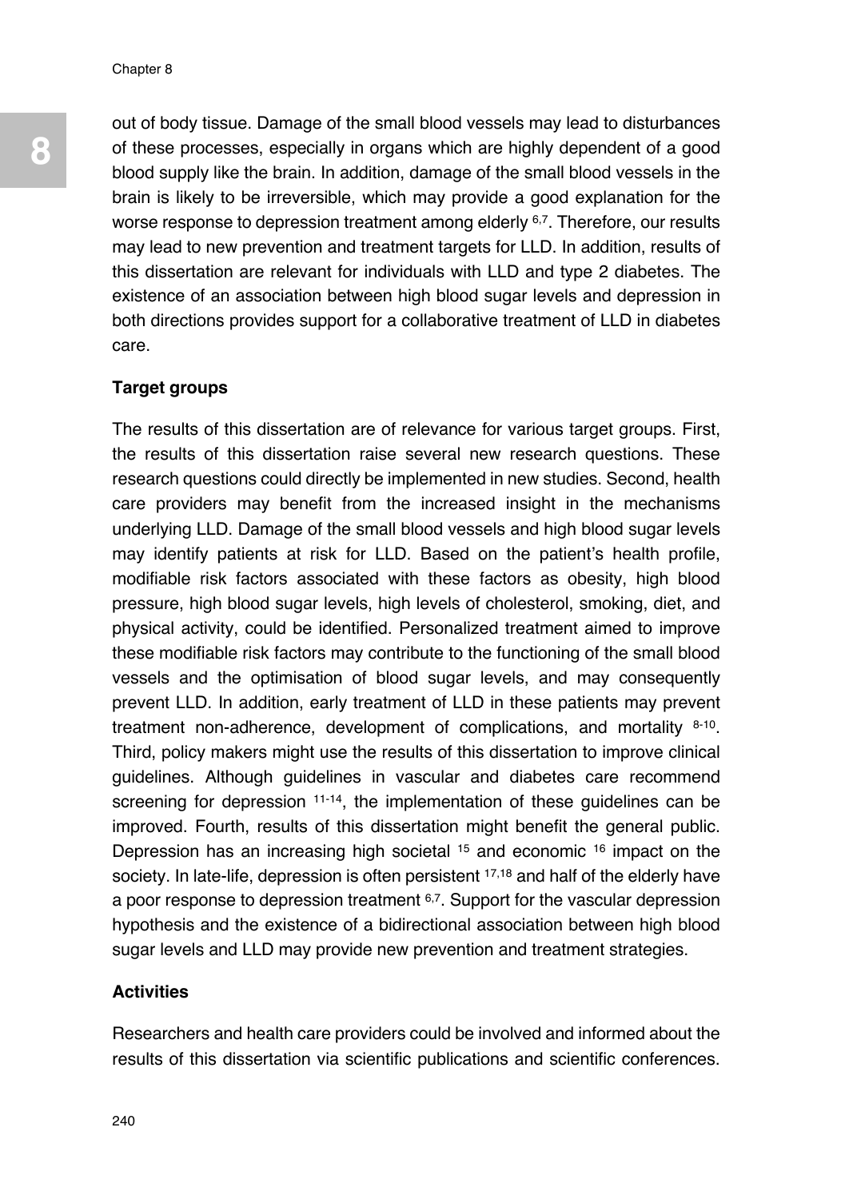out of body tissue. Damage of the small blood vessels may lead to disturbances of these processes, especially in organs which are highly dependent of a good blood supply like the brain. In addition, damage of the small blood vessels in the brain is likely to be irreversible, which may provide a good explanation for the worse response to depression treatment among elderly [6,7]. Therefore, our results may lead to new prevention and treatment targets for LLD. In addition, results of this dissertation are relevant for individuals with LLD and type 2 diabetes. The existence of an association between high blood sugar levels and depression in both directions provides support for a collaborative treatment of LLD in diabetes care.

**Target groups**

The results of this dissertation are of relevance for various target groups. First, the results of this dissertation raise several new research questions. These research questions could directly be implemented in new studies. Second, health care providers may benefit from the increased insight in the mechanisms underlying LLD. Damage of the small blood vessels and high blood sugar levels may identify patients at risk for LLD. Based on the patient's health profile, modifiable risk factors associated with these factors as obesity, high blood pressure, high blood sugar levels, high levels of cholesterol, smoking, diet, and physical activity, could be identified. Personalized treatment aimed to improve these modifiable risk factors may contribute to the functioning of the small blood vessels and the optimisation of blood sugar levels, and may consequently prevent LLD. In addition, early treatment of LLD in these patients may prevent treatment non-adherence, development of complications, and mortality [8-10]. Third, policy makers might use the results of this dissertation to improve clinical guidelines. Although guidelines in vascular and diabetes care recommend screening for depression [11-14], the implementation of these guidelines can be improved. Fourth, results of this dissertation might benefit the general public. Depression has an increasing high societal [15] and economic [16] impact on the society. In late-life, depression is often persistent [17,18] and half of the elderly have a poor response to depression treatment [6,7]. Support for the vascular depression hypothesis and the existence of a bidirectional association between high blood sugar levels and LLD may provide new prevention and treatment strategies.

**Activities**

Researchers and health care providers could be involved and informed about the results of this dissertation via scientific publications and scientific conferences.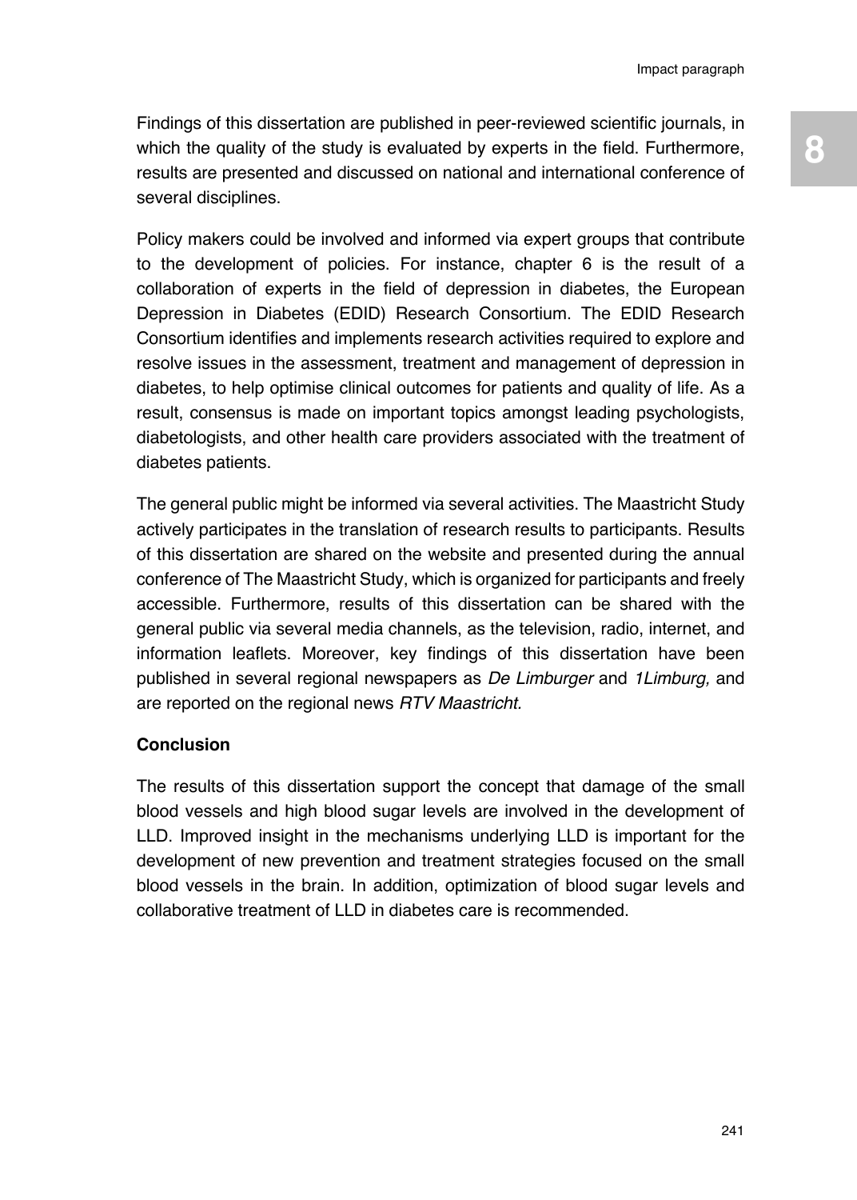Findings of this dissertation are published in peer-reviewed scientific journals, in which the quality of the study is evaluated by experts in the field. Furthermore, results are presented and discussed on national and international conference of several disciplines.

Policy makers could be involved and informed via expert groups that contribute to the development of policies. For instance, chapter 6 is the result of a collaboration of experts in the field of depression in diabetes, the European Depression in Diabetes (EDID) Research Consortium. The EDID Research Consortium identifies and implements research activities required to explore and resolve issues in the assessment, treatment and management of depression in diabetes, to help optimise clinical outcomes for patients and quality of life. As a result, consensus is made on important topics amongst leading psychologists, diabetologists, and other health care providers associated with the treatment of diabetes patients.

The general public might be informed via several activities. The Maastricht Study actively participates in the translation of research results to participants. Results of this dissertation are shared on the website and presented during the annual conference of The Maastricht Study, which is organized for participants and freely accessible. Furthermore, results of this dissertation can be shared with the general public via several media channels, as the television, radio, internet, and information leaflets. Moreover, key findings of this dissertation have been published in several regional newspapers as *De Limburger* and *1Limburg,* and are reported on the regional news *RTV Maastricht.*

**Conclusion**

The results of this dissertation support the concept that damage of the small blood vessels and high blood sugar levels are involved in the development of LLD. Improved insight in the mechanisms underlying LLD is important for the development of new prevention and treatment strategies focused on the small blood vessels in the brain. In addition, optimization of blood sugar levels and collaborative treatment of LLD in diabetes care is recommended.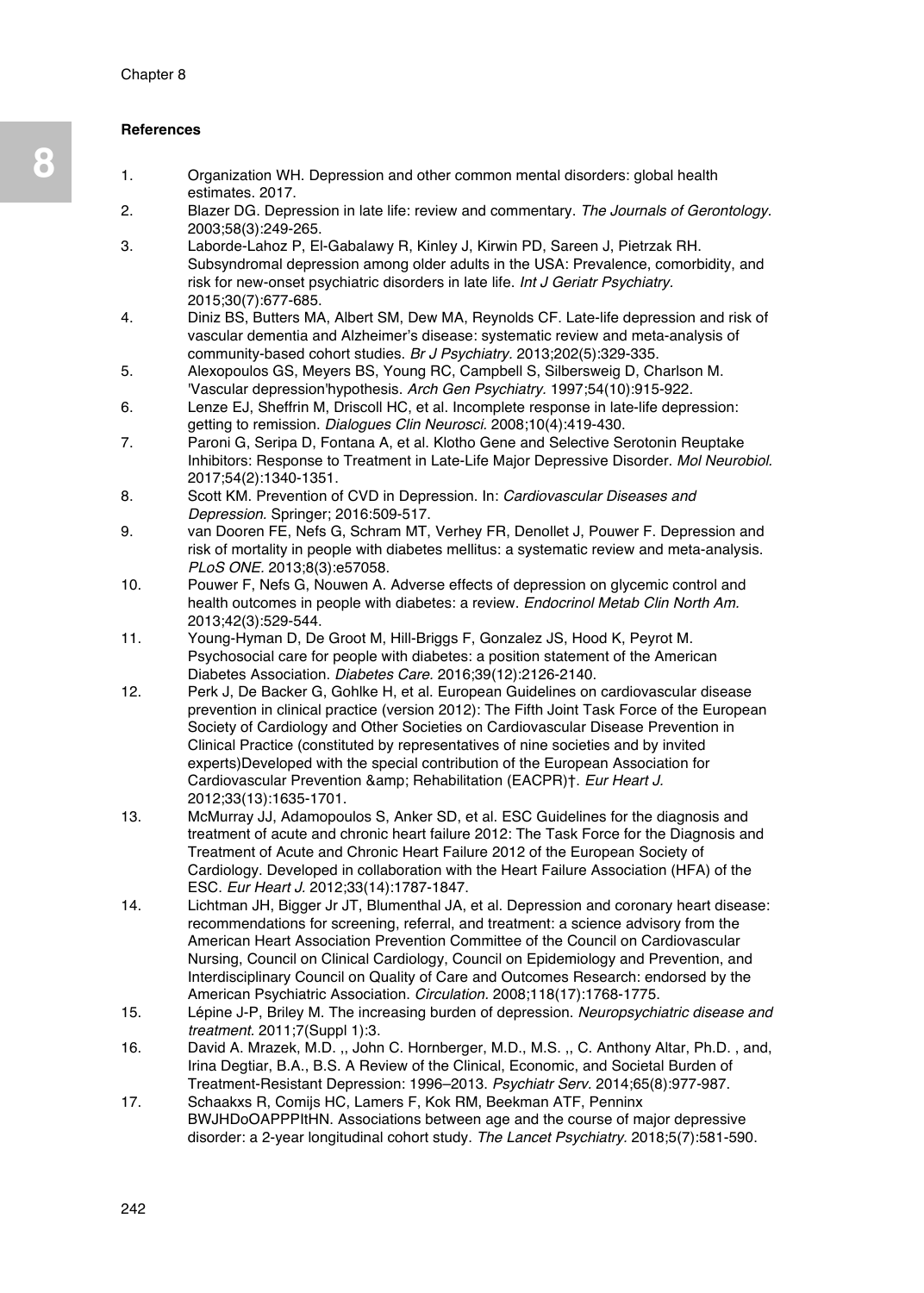## References

1. Organization WH. Depression and other common mental disorders: global health estimates. 2017.
2. Blazer DG. Depression in late life: review and commentary. *The Journals of Gerontology.* 2003;58(3):249-265.
3. Laborde-Lahoz P, El-Gabalawy R, Kinley J, Kirwin PD, Sareen J, Pietrzak RH. Subsyndromal depression among older adults in the USA: Prevalence, comorbidity, and risk for new-onset psychiatric disorders in late life. *Int J Geriatr Psychiatry.* 2015;30(7):677-685.
4. Diniz BS, Butters MA, Albert SM, Dew MA, Reynolds CF. Late-life depression and risk of vascular dementia and Alzheimer's disease: systematic review and meta-analysis of community-based cohort studies. *Br J Psychiatry.* 2013;202(5):329-335.
5. Alexopoulos GS, Meyers BS, Young RC, Campbell S, Silbersweig D, Charlson M. 'Vascular depression'hypothesis. *Arch Gen Psychiatry.* 1997;54(10):915-922.
6. Lenze EJ, Sheffrin M, Driscoll HC, et al. Incomplete response in late-life depression: getting to remission. *Dialogues Clin Neurosci.* 2008;10(4):419-430.
7. Paroni G, Seripa D, Fontana A, et al. Klotho Gene and Selective Serotonin Reuptake Inhibitors: Response to Treatment in Late-Life Major Depressive Disorder. *Mol Neurobiol.* 2017;54(2):1340-1351.
8. Scott KM. Prevention of CVD in Depression. In: *Cardiovascular Diseases and Depression.* Springer; 2016:509-517.
9. van Dooren FE, Nefs G, Schram MT, Verhey FR, Denollet J, Pouwer F. Depression and risk of mortality in people with diabetes mellitus: a systematic review and meta-analysis. *PLoS ONE.* 2013;8(3):e57058.
10. Pouwer F, Nefs G, Nouwen A. Adverse effects of depression on glycemic control and health outcomes in people with diabetes: a review. *Endocrinol Metab Clin North Am.* 2013;42(3):529-544.
11. Young-Hyman D, De Groot M, Hill-Briggs F, Gonzalez JS, Hood K, Peyrot M. Psychosocial care for people with diabetes: a position statement of the American Diabetes Association. *Diabetes Care.* 2016;39(12):2126-2140.
12. Perk J, De Backer G, Gohlke H, et al. European Guidelines on cardiovascular disease prevention in clinical practice (version 2012): The Fifth Joint Task Force of the European Society of Cardiology and Other Societies on Cardiovascular Disease Prevention in Clinical Practice (constituted by representatives of nine societies and by invited experts)Developed with the special contribution of the European Association for Cardiovascular Prevention &amp; Rehabilitation (EACPR)†. *Eur Heart J.* 2012;33(13):1635-1701.
13. McMurray JJ, Adamopoulos S, Anker SD, et al. ESC Guidelines for the diagnosis and treatment of acute and chronic heart failure 2012: The Task Force for the Diagnosis and Treatment of Acute and Chronic Heart Failure 2012 of the European Society of Cardiology. Developed in collaboration with the Heart Failure Association (HFA) of the ESC. *Eur Heart J.* 2012;33(14):1787-1847.
14. Lichtman JH, Bigger Jr JT, Blumenthal JA, et al. Depression and coronary heart disease: recommendations for screening, referral, and treatment: a science advisory from the American Heart Association Prevention Committee of the Council on Cardiovascular Nursing, Council on Clinical Cardiology, Council on Epidemiology and Prevention, and Interdisciplinary Council on Quality of Care and Outcomes Research: endorsed by the American Psychiatric Association. *Circulation.* 2008;118(17):1768-1775.
15. Lépine J-P, Briley M. The increasing burden of depression. *Neuropsychiatric disease and treatment.* 2011;7(Suppl 1):3.
16. David A. Mrazek, M.D. ,, John C. Hornberger, M.D., M.S. ,, C. Anthony Altar, Ph.D. , and, Irina Degtiar, B.A., B.S. A Review of the Clinical, Economic, and Societal Burden of Treatment-Resistant Depression: 1996–2013. *Psychiatr Serv.* 2014;65(8):977-987.
17. Schaakxs R, Comijs HC, Lamers F, Kok RM, Beekman ATF, Penninx BWJHDoOAPPPItHN. Associations between age and the course of major depressive disorder: a 2-year longitudinal cohort study. *The Lancet Psychiatry.* 2018;5(7):581-590.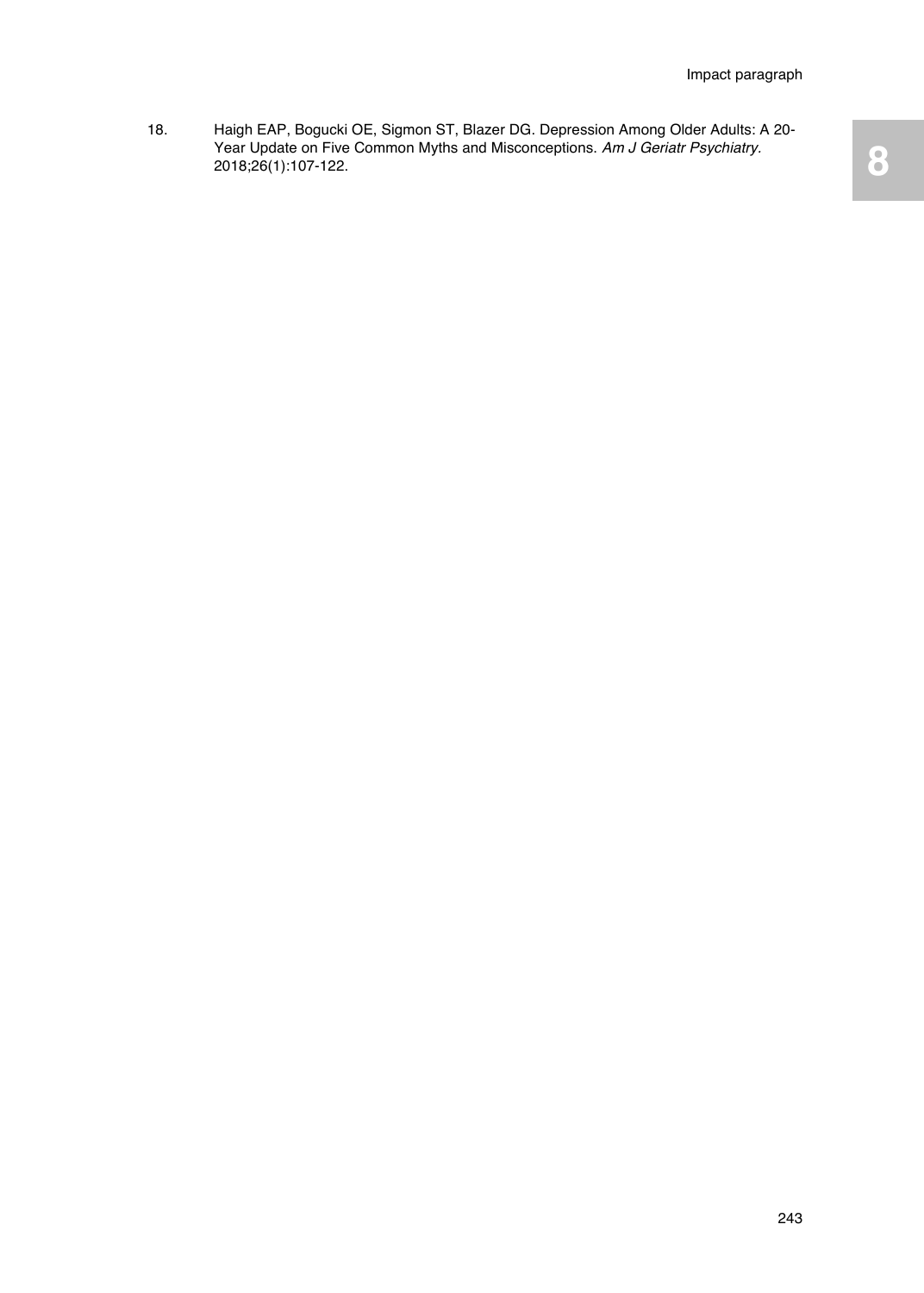18. Haigh EAP, Bogucki OE, Sigmon ST, Blazer DG. Depression Among Older Adults: A 20-Year Update on Five Common Myths and Misconceptions. *Am J Geriatr Psychiatry.* 2018;26(1):107-122.